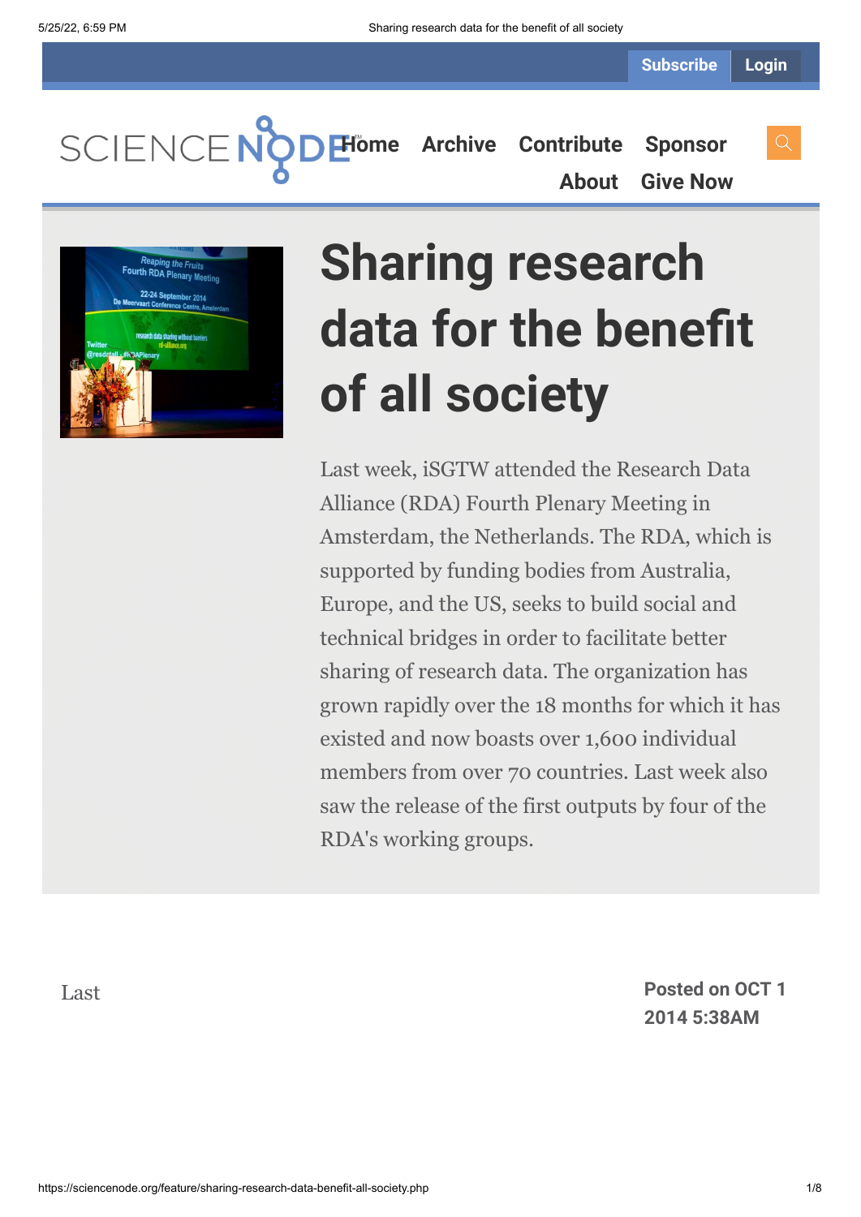# Sharing research data for the benefit of all society

Last week, iSGTW attended the Research Data Alliance (RDA) Fourth Plenary Meeting in Amsterdam, the Netherlands. The RDA, which is supported by funding bodies from Australia, Europe, and the US, seeks to build social and technical bridges in order to facilitate better sharing of research data. The organization has grown rapidly over the 18 months for which it has existed and now boasts over 1,600 individual members from over 70 countries. Last week also saw the release of the first outputs by four of the RDA's working groups.

Last

**Posted on OCT 1 2014 5:38AM**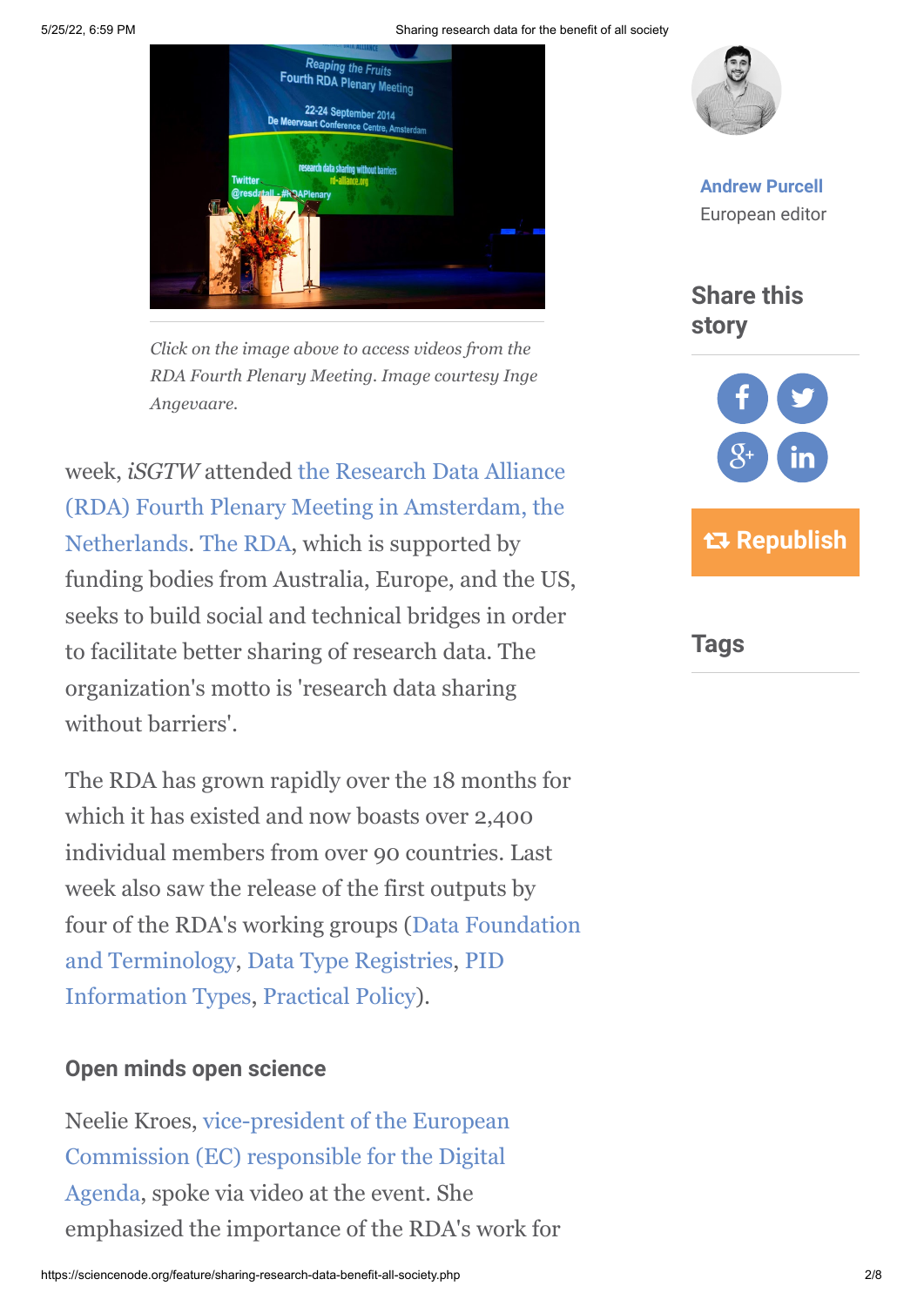*Click on the image above to access videos from the RDA Fourth Plenary Meeting. Image courtesy Inge Angevaare.*

Andrew Purcell
European editor

Share this story

Republish

Tags

week, *iSGTW* attended the Research Data Alliance (RDA) Fourth Plenary Meeting in Amsterdam, the Netherlands. The RDA, which is supported by funding bodies from Australia, Europe, and the US, seeks to build social and technical bridges in order to facilitate better sharing of research data. The organization's motto is 'research data sharing without barriers'.

The RDA has grown rapidly over the 18 months for which it has existed and now boasts over 2,400 individual members from over 90 countries. Last week also saw the release of the first outputs by four of the RDA's working groups (Data Foundation and Terminology, Data Type Registries, PID Information Types, Practical Policy).

### Open minds open science

Neelie Kroes, vice-president of the European Commission (EC) responsible for the Digital Agenda, spoke via video at the event. She emphasized the importance of the RDA's work for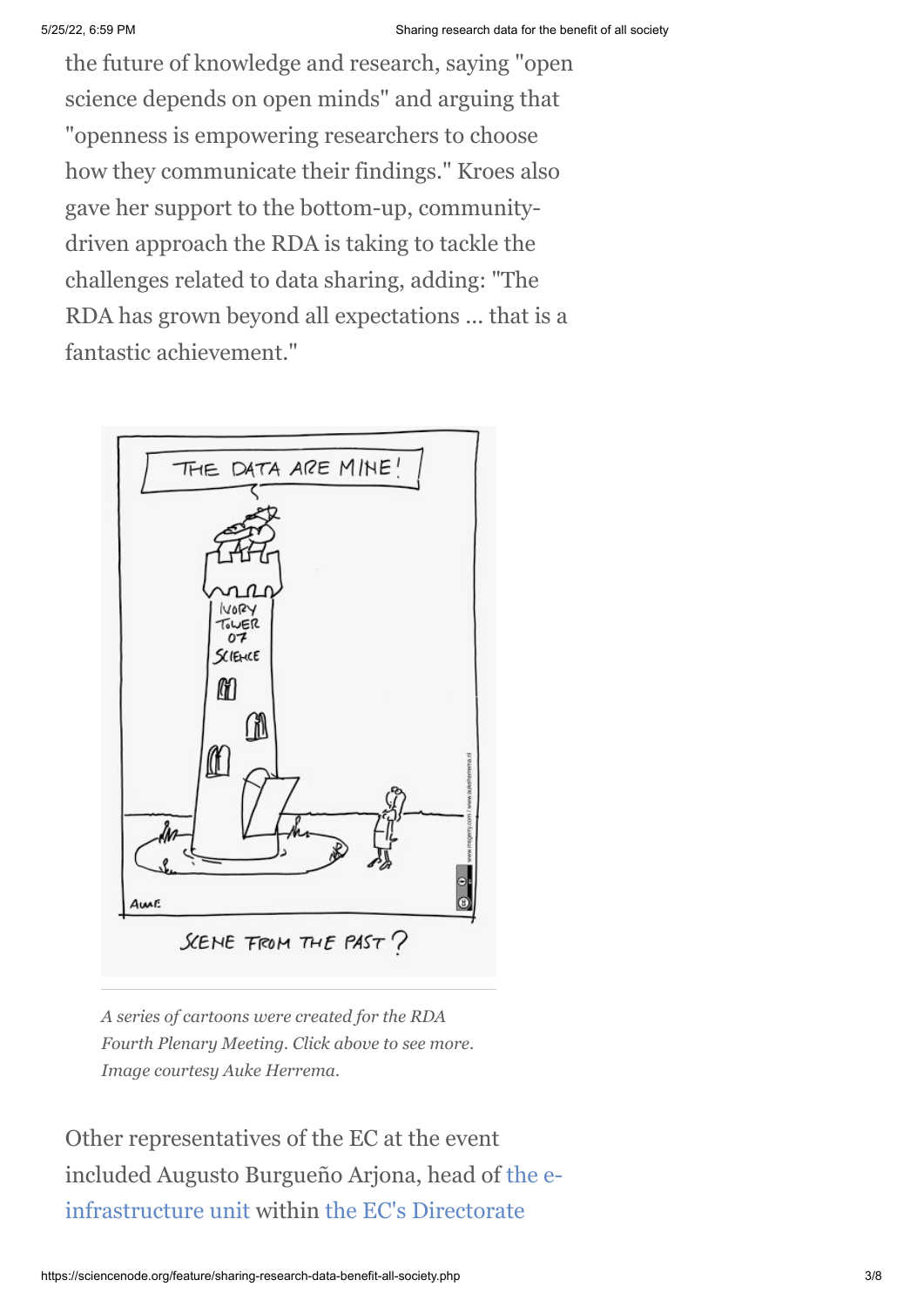the future of knowledge and research, saying "open science depends on open minds" and arguing that "openness is empowering researchers to choose how they communicate their findings." Kroes also gave her support to the bottom-up, community-driven approach the RDA is taking to tackle the challenges related to data sharing, adding: "The RDA has grown beyond all expectations ... that is a fantastic achievement."

*A series of cartoons were created for the RDA Fourth Plenary Meeting. Click above to see more. Image courtesy Auke Herrema.*

Other representatives of the EC at the event included Augusto Burgueño Arjona, head of the e-infrastructure unit within the EC's Directorate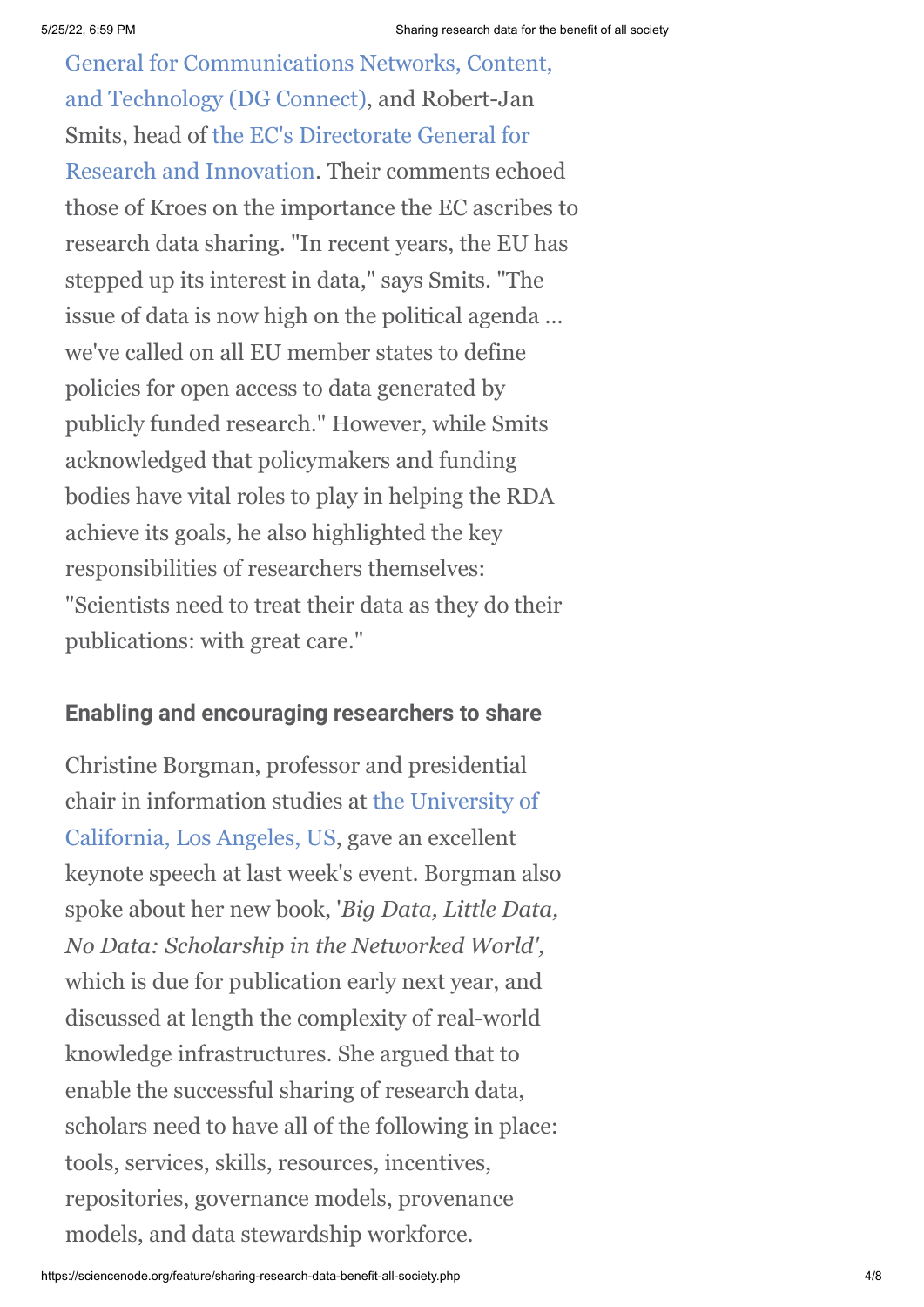General for Communications Networks, Content, and Technology (DG Connect), and Robert-Jan Smits, head of the EC's Directorate General for Research and Innovation. Their comments echoed those of Kroes on the importance the EC ascribes to research data sharing. "In recent years, the EU has stepped up its interest in data," says Smits. "The issue of data is now high on the political agenda ... we've called on all EU member states to define policies for open access to data generated by publicly funded research." However, while Smits acknowledged that policymakers and funding bodies have vital roles to play in helping the RDA achieve its goals, he also highlighted the key responsibilities of researchers themselves: "Scientists need to treat their data as they do their publications: with great care."

### Enabling and encouraging researchers to share

Christine Borgman, professor and presidential chair in information studies at the University of California, Los Angeles, US, gave an excellent keynote speech at last week's event. Borgman also spoke about her new book, '*Big Data, Little Data, No Data: Scholarship in the Networked World',* which is due for publication early next year, and discussed at length the complexity of real-world knowledge infrastructures. She argued that to enable the successful sharing of research data, scholars need to have all of the following in place: tools, services, skills, resources, incentives, repositories, governance models, provenance models, and data stewardship workforce.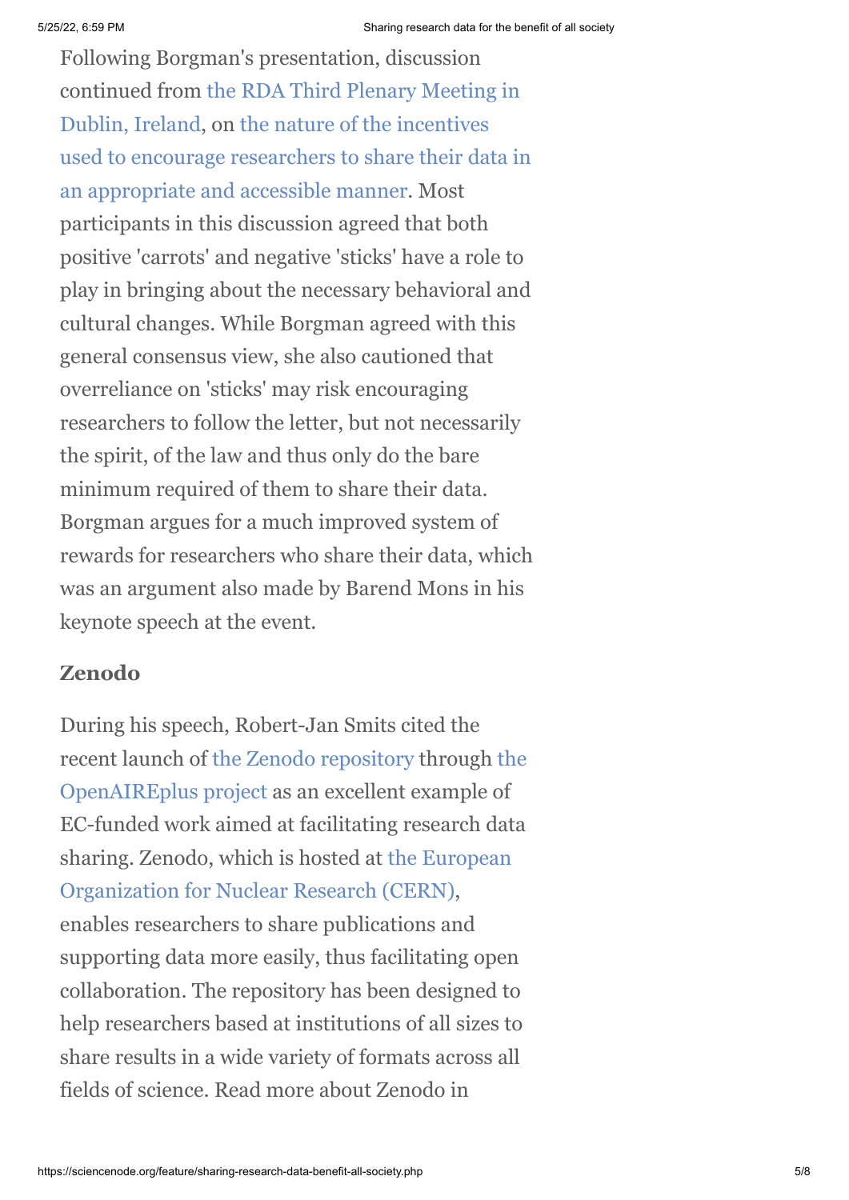Following Borgman's presentation, discussion continued from the RDA Third Plenary Meeting in Dublin, Ireland, on the nature of the incentives used to encourage researchers to share their data in an appropriate and accessible manner. Most participants in this discussion agreed that both positive 'carrots' and negative 'sticks' have a role to play in bringing about the necessary behavioral and cultural changes. While Borgman agreed with this general consensus view, she also cautioned that overreliance on 'sticks' may risk encouraging researchers to follow the letter, but not necessarily the spirit, of the law and thus only do the bare minimum required of them to share their data. Borgman argues for a much improved system of rewards for researchers who share their data, which was an argument also made by Barend Mons in his keynote speech at the event.

### Zenodo

During his speech, Robert-Jan Smits cited the recent launch of the Zenodo repository through the OpenAIREplus project as an excellent example of EC-funded work aimed at facilitating research data sharing. Zenodo, which is hosted at the European Organization for Nuclear Research (CERN), enables researchers to share publications and supporting data more easily, thus facilitating open collaboration. The repository has been designed to help researchers based at institutions of all sizes to share results in a wide variety of formats across all fields of science. Read more about Zenodo in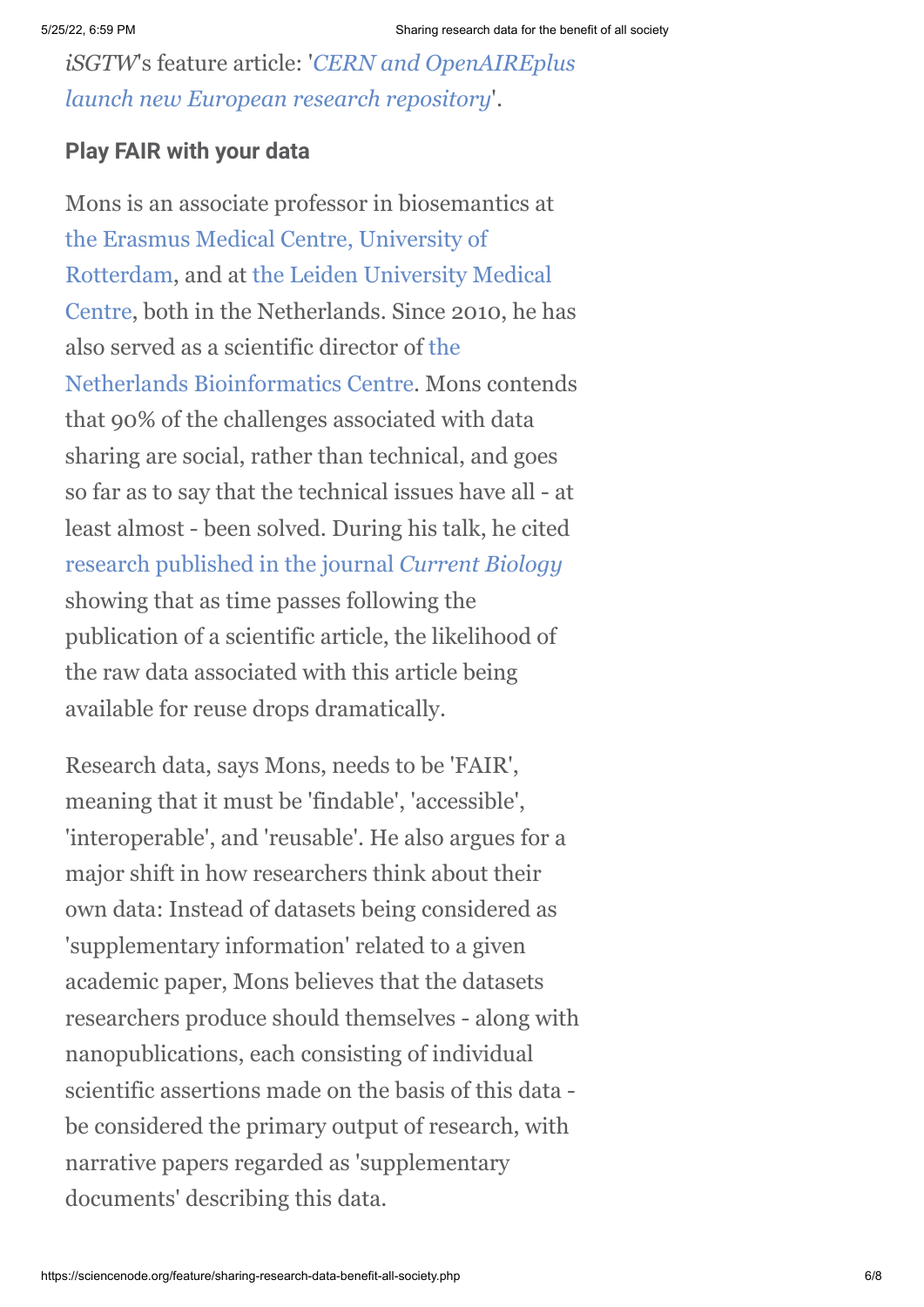*iSGTW*'s feature article: '*CERN and OpenAIREplus launch new European research repository*'.

### Play FAIR with your data

Mons is an associate professor in biosemantics at the Erasmus Medical Centre, University of Rotterdam, and at the Leiden University Medical Centre, both in the Netherlands. Since 2010, he has also served as a scientific director of the Netherlands Bioinformatics Centre. Mons contends that 90% of the challenges associated with data sharing are social, rather than technical, and goes so far as to say that the technical issues have all - at least almost - been solved. During his talk, he cited research published in the journal *Current Biology* showing that as time passes following the publication of a scientific article, the likelihood of the raw data associated with this article being available for reuse drops dramatically.

Research data, says Mons, needs to be 'FAIR', meaning that it must be 'findable', 'accessible', 'interoperable', and 'reusable'. He also argues for a major shift in how researchers think about their own data: Instead of datasets being considered as 'supplementary information' related to a given academic paper, Mons believes that the datasets researchers produce should themselves - along with nanopublications, each consisting of individual scientific assertions made on the basis of this data - be considered the primary output of research, with narrative papers regarded as 'supplementary documents' describing this data.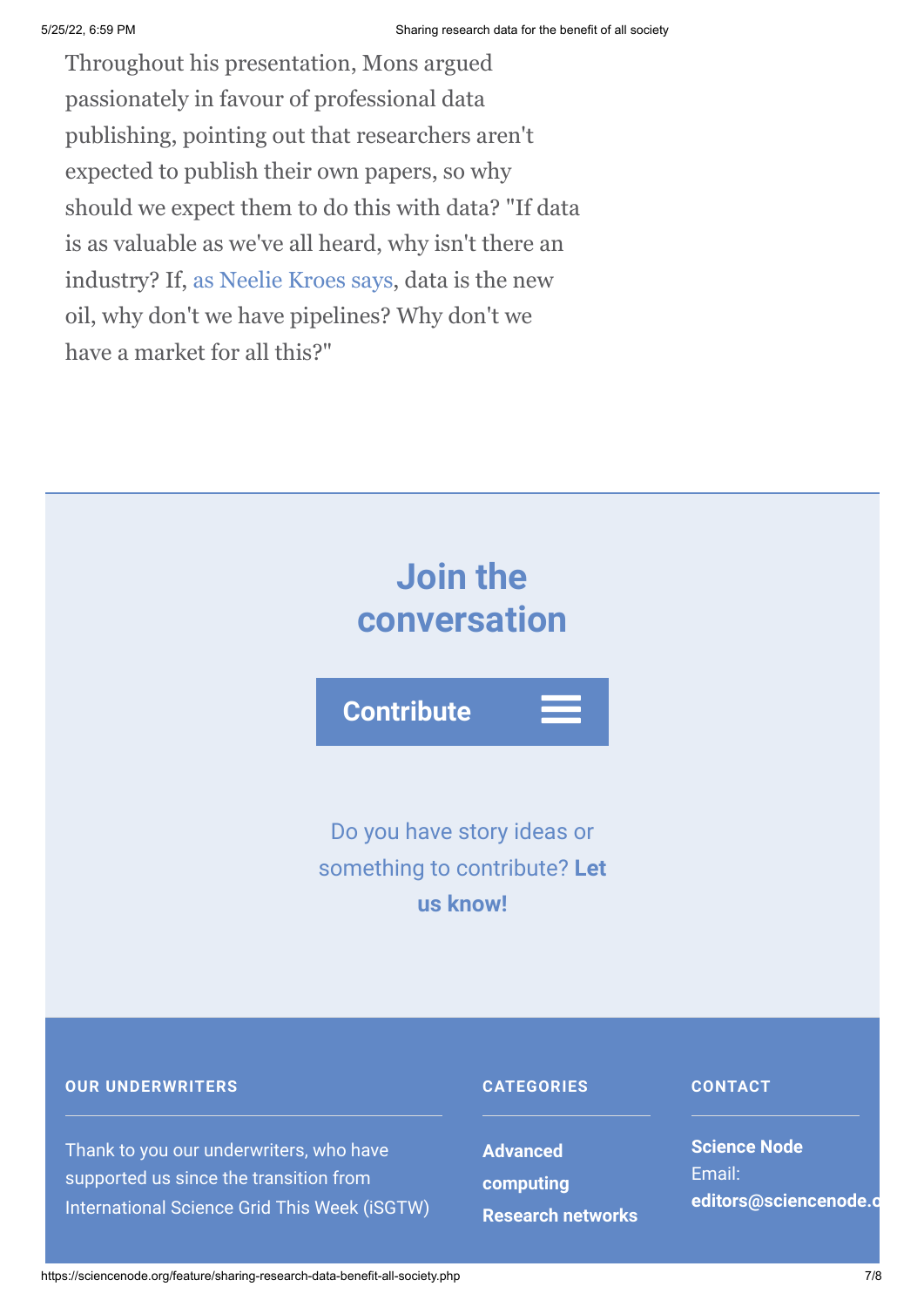Throughout his presentation, Mons argued passionately in favour of professional data publishing, pointing out that researchers aren't expected to publish their own papers, so why should we expect them to do this with data? "If data is as valuable as we've all heard, why isn't there an industry? If, as Neelie Kroes says, data is the new oil, why don't we have pipelines? Why don't we have a market for all this?"

## Join the conversation

**Contribute**

Do you have story ideas or something to contribute? **Let us know!**

### OUR UNDERWRITERS

Thank to you our underwriters, who have supported us since the transition from International Science Grid This Week (iSGTW)

### CATEGORIES

**Advanced computing**

**Research networks**

### CONTACT

**Science Node**
Email:
**editors@sciencenode.o**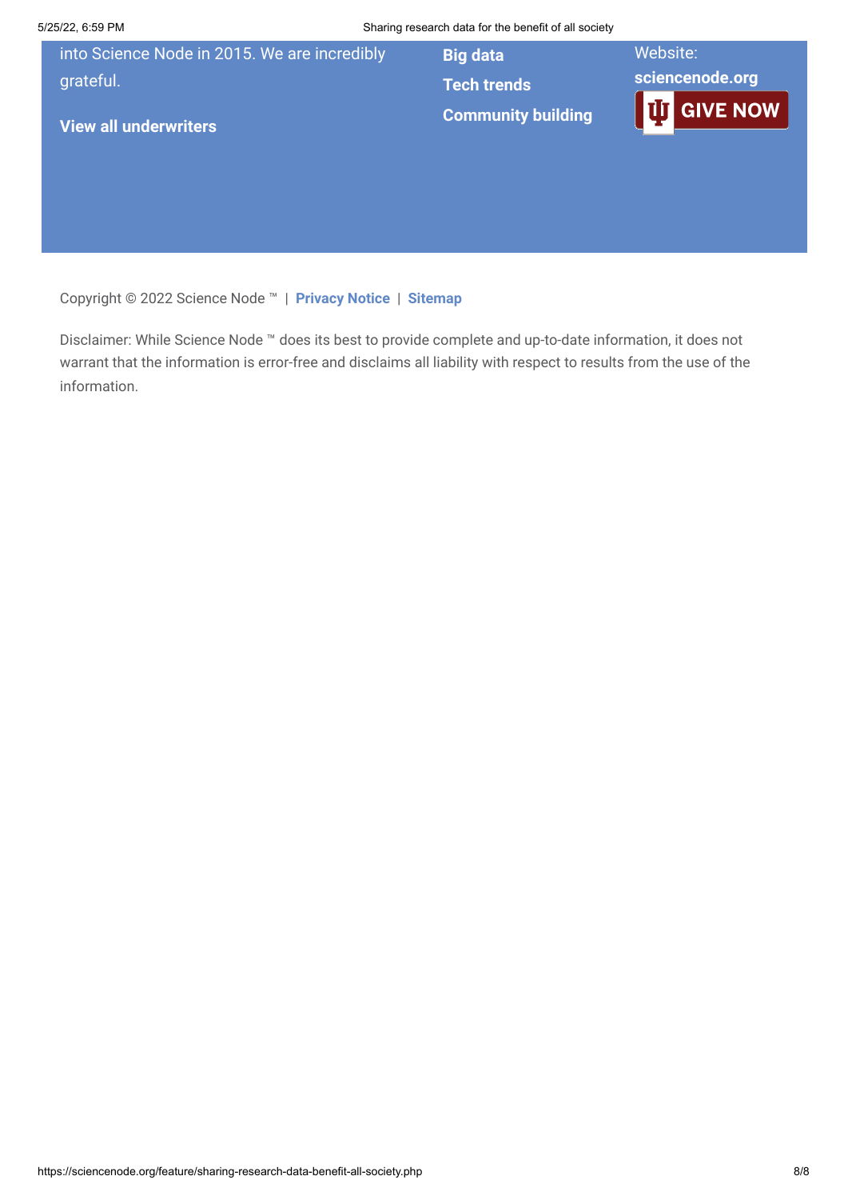into Science Node in 2015. We are incredibly grateful.

**View all underwriters**

**Big data**

**Tech trends**

**Community building**

Website:
**sciencenode.org**

**GIVE NOW**

Copyright © 2022 Science Node ™ | **Privacy Notice** | **Sitemap**

Disclaimer: While Science Node ™ does its best to provide complete and up-to-date information, it does not warrant that the information is error-free and disclaims all liability with respect to results from the use of the information.